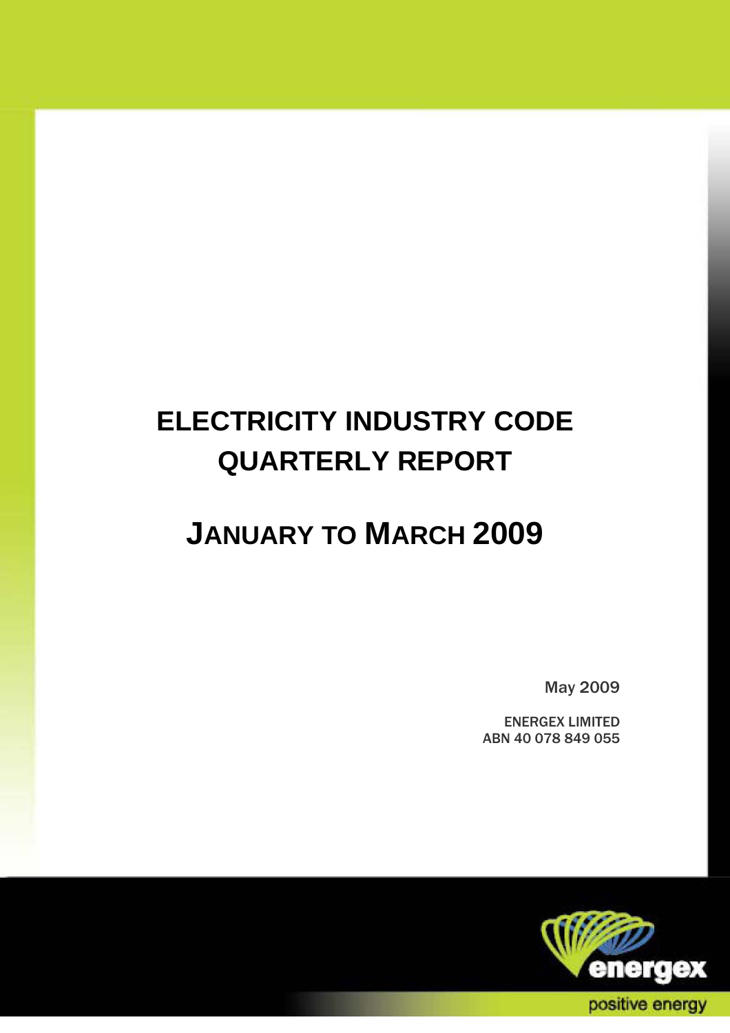# ELECTRICITY INDUSTRY CODE QUARTERLY REPORT

# JANUARY TO MARCH 2009

May 2009

ENERGEX LIMITED
ABN 40 078 849 055

energex

positive energy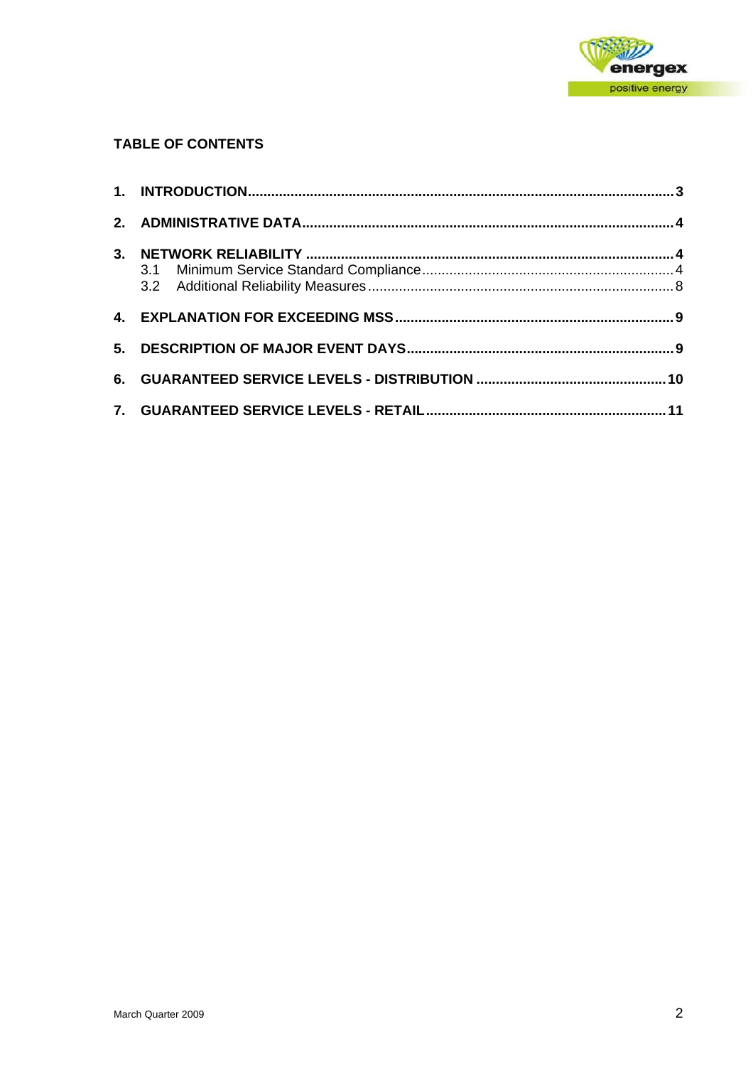**TABLE OF CONTENTS**

1. **INTRODUCTION** ..... 3
2. **ADMINISTRATIVE DATA** ..... 4
3. **NETWORK RELIABILITY** ..... 4
   - 3.1 Minimum Service Standard Compliance ..... 4
   - 3.2 Additional Reliability Measures ..... 8
4. **EXPLANATION FOR EXCEEDING MSS** ..... 9
5. **DESCRIPTION OF MAJOR EVENT DAYS** ..... 9
6. **GUARANTEED SERVICE LEVELS - DISTRIBUTION** ..... 10
7. **GUARANTEED SERVICE LEVELS - RETAIL** ..... 11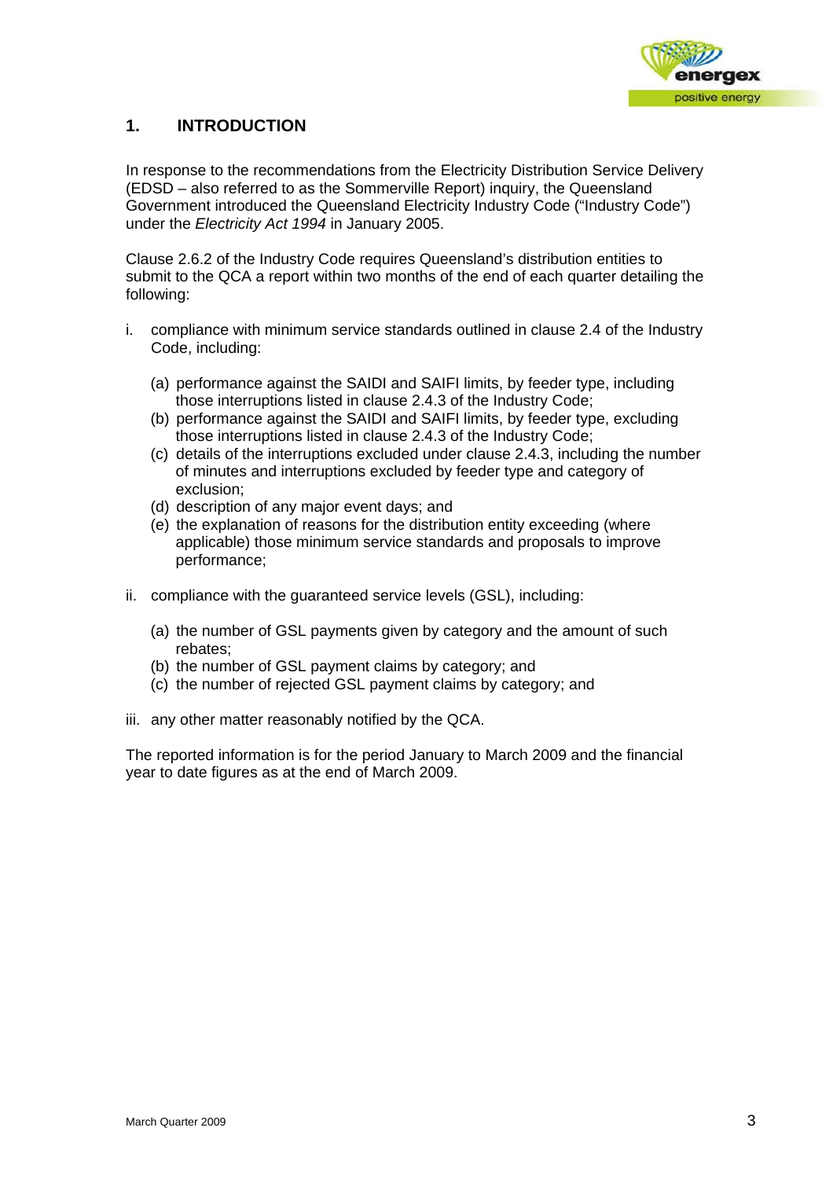# 1. INTRODUCTION

In response to the recommendations from the Electricity Distribution Service Delivery (EDSD – also referred to as the Sommerville Report) inquiry, the Queensland Government introduced the Queensland Electricity Industry Code ("Industry Code") under the *Electricity Act 1994* in January 2005.

Clause 2.6.2 of the Industry Code requires Queensland's distribution entities to submit to the QCA a report within two months of the end of each quarter detailing the following:

i. compliance with minimum service standards outlined in clause 2.4 of the Industry Code, including:

   (a) performance against the SAIDI and SAIFI limits, by feeder type, including those interruptions listed in clause 2.4.3 of the Industry Code;
   (b) performance against the SAIDI and SAIFI limits, by feeder type, excluding those interruptions listed in clause 2.4.3 of the Industry Code;
   (c) details of the interruptions excluded under clause 2.4.3, including the number of minutes and interruptions excluded by feeder type and category of exclusion;
   (d) description of any major event days; and
   (e) the explanation of reasons for the distribution entity exceeding (where applicable) those minimum service standards and proposals to improve performance;

ii. compliance with the guaranteed service levels (GSL), including:

   (a) the number of GSL payments given by category and the amount of such rebates;
   (b) the number of GSL payment claims by category; and
   (c) the number of rejected GSL payment claims by category; and

iii. any other matter reasonably notified by the QCA.

The reported information is for the period January to March 2009 and the financial year to date figures as at the end of March 2009.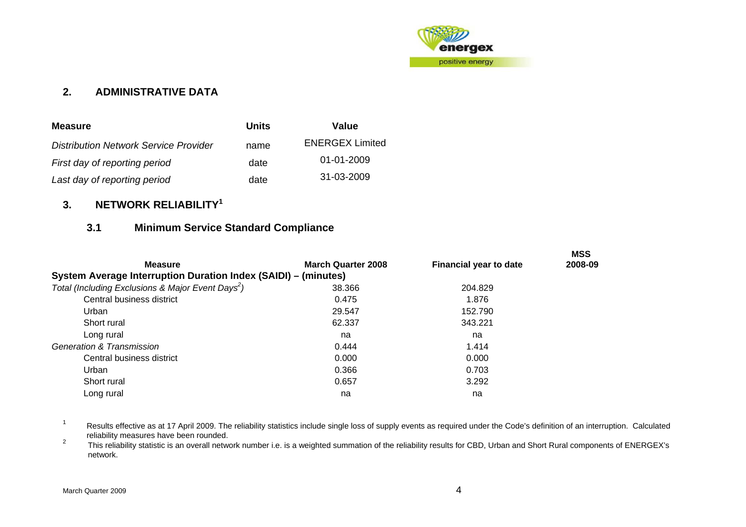## 2. ADMINISTRATIVE DATA

| Measure | Units | Value |
|---|---|---|
| *Distribution Network Service Provider* | name | ENERGEX Limited |
| *First day of reporting period* | date | 01-01-2009 |
| *Last day of reporting period* | date | 31-03-2009 |

## 3. NETWORK RELIABILITY[1]

### 3.1 Minimum Service Standard Compliance

| Measure | March Quarter 2008 | Financial year to date | MSS 2008-09 |
|---|---|---|---|
| **System Average Interruption Duration Index (SAIDI) – (minutes)** | | | |
| *Total (Including Exclusions & Major Event Days[2])* | 38.366 | 204.829 | |
| Central business district | 0.475 | 1.876 | |
| Urban | 29.547 | 152.790 | |
| Short rural | 62.337 | 343.221 | |
| Long rural | na | na | |
| *Generation & Transmission* | 0.444 | 1.414 | |
| Central business district | 0.000 | 0.000 | |
| Urban | 0.366 | 0.703 | |
| Short rural | 0.657 | 3.292 | |
| Long rural | na | na | |

[1] Results effective as at 17 April 2009. The reliability statistics include single loss of supply events as required under the Code's definition of an interruption. Calculated reliability measures have been rounded.

[2] This reliability statistic is an overall network number i.e. is a weighted summation of the reliability results for CBD, Urban and Short Rural components of ENERGEX's network.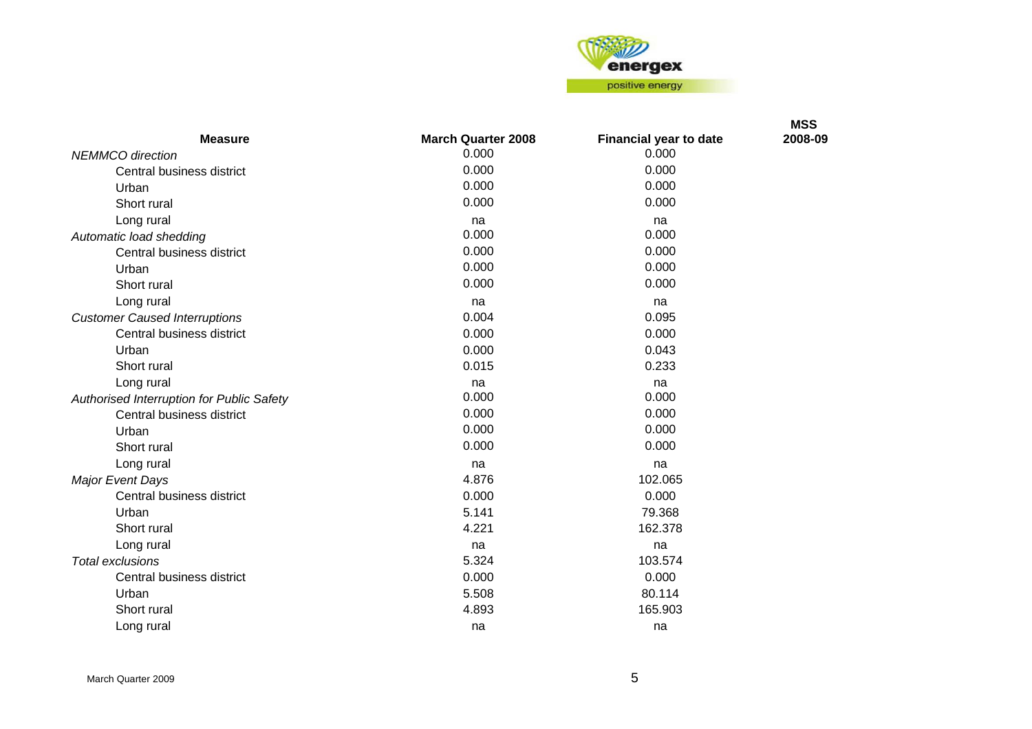| Measure | March Quarter 2008 | Financial year to date | MSS 2008-09 |
|---|---|---|---|
| *NEMMCO direction* | 0.000 | 0.000 | |
| Central business district | 0.000 | 0.000 | |
| Urban | 0.000 | 0.000 | |
| Short rural | 0.000 | 0.000 | |
| Long rural | na | na | |
| *Automatic load shedding* | 0.000 | 0.000 | |
| Central business district | 0.000 | 0.000 | |
| Urban | 0.000 | 0.000 | |
| Short rural | 0.000 | 0.000 | |
| Long rural | na | na | |
| *Customer Caused Interruptions* | 0.004 | 0.095 | |
| Central business district | 0.000 | 0.000 | |
| Urban | 0.000 | 0.043 | |
| Short rural | 0.015 | 0.233 | |
| Long rural | na | na | |
| *Authorised Interruption for Public Safety* | 0.000 | 0.000 | |
| Central business district | 0.000 | 0.000 | |
| Urban | 0.000 | 0.000 | |
| Short rural | 0.000 | 0.000 | |
| Long rural | na | na | |
| *Major Event Days* | 4.876 | 102.065 | |
| Central business district | 0.000 | 0.000 | |
| Urban | 5.141 | 79.368 | |
| Short rural | 4.221 | 162.378 | |
| Long rural | na | na | |
| *Total exclusions* | 5.324 | 103.574 | |
| Central business district | 0.000 | 0.000 | |
| Urban | 5.508 | 80.114 | |
| Short rural | 4.893 | 165.903 | |
| Long rural | na | na | |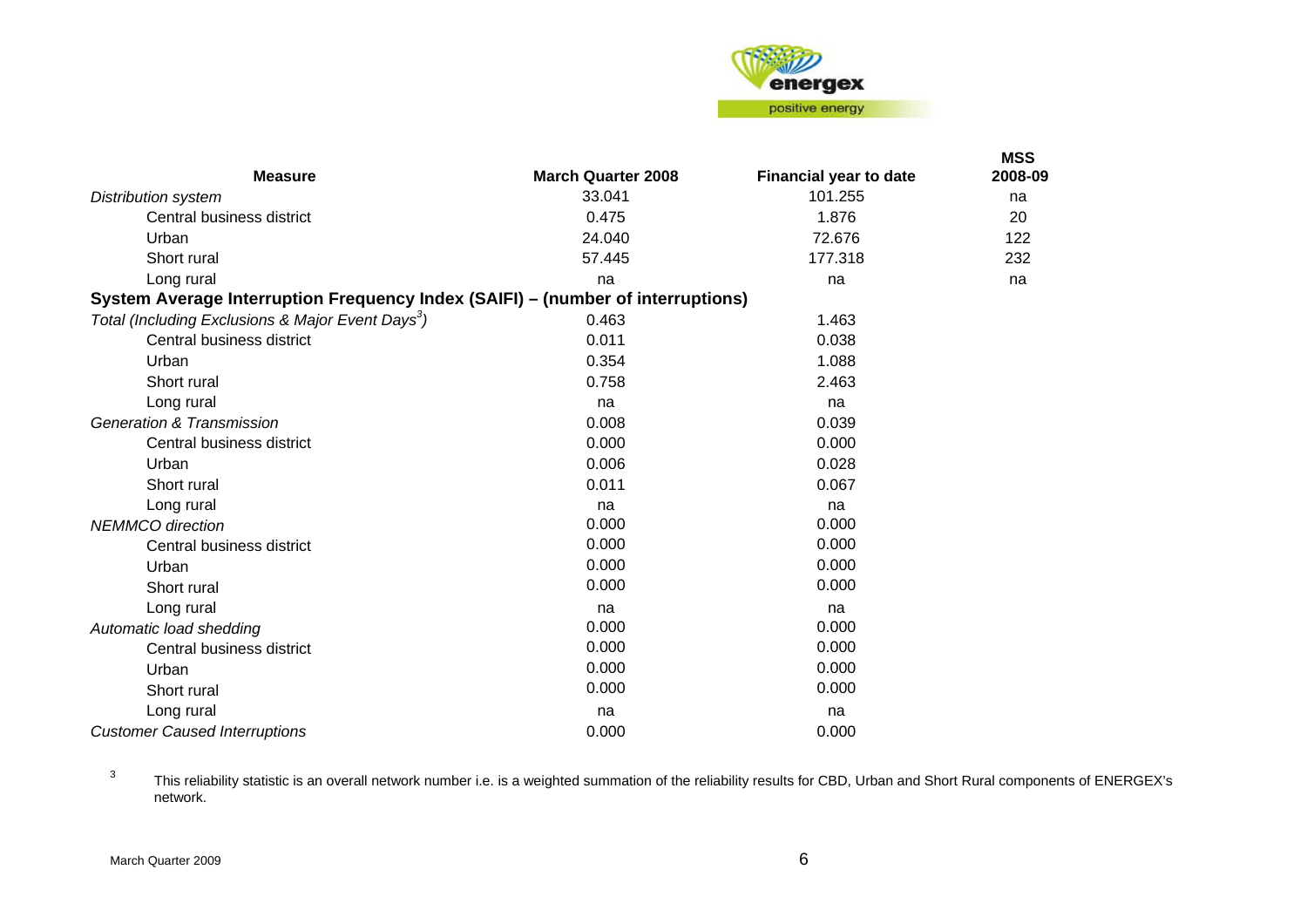| Measure | March Quarter 2008 | Financial year to date | MSS 2008-09 |
|---|---|---|---|
| *Distribution system* | 33.041 | 101.255 | na |
| Central business district | 0.475 | 1.876 | 20 |
| Urban | 24.040 | 72.676 | 122 |
| Short rural | 57.445 | 177.318 | 232 |
| Long rural | na | na | na |
| **System Average Interruption Frequency Index (SAIFI) – (number of interruptions)** | | | |
| *Total (Including Exclusions & Major Event Days[3])* | 0.463 | 1.463 | |
| Central business district | 0.011 | 0.038 | |
| Urban | 0.354 | 1.088 | |
| Short rural | 0.758 | 2.463 | |
| Long rural | na | na | |
| *Generation & Transmission* | 0.008 | 0.039 | |
| Central business district | 0.000 | 0.000 | |
| Urban | 0.006 | 0.028 | |
| Short rural | 0.011 | 0.067 | |
| Long rural | na | na | |
| *NEMMCO direction* | 0.000 | 0.000 | |
| Central business district | 0.000 | 0.000 | |
| Urban | 0.000 | 0.000 | |
| Short rural | 0.000 | 0.000 | |
| Long rural | na | na | |
| *Automatic load shedding* | 0.000 | 0.000 | |
| Central business district | 0.000 | 0.000 | |
| Urban | 0.000 | 0.000 | |
| Short rural | 0.000 | 0.000 | |
| Long rural | na | na | |
| *Customer Caused Interruptions* | 0.000 | 0.000 | |

[3] This reliability statistic is an overall network number i.e. is a weighted summation of the reliability results for CBD, Urban and Short Rural components of ENERGEX's network.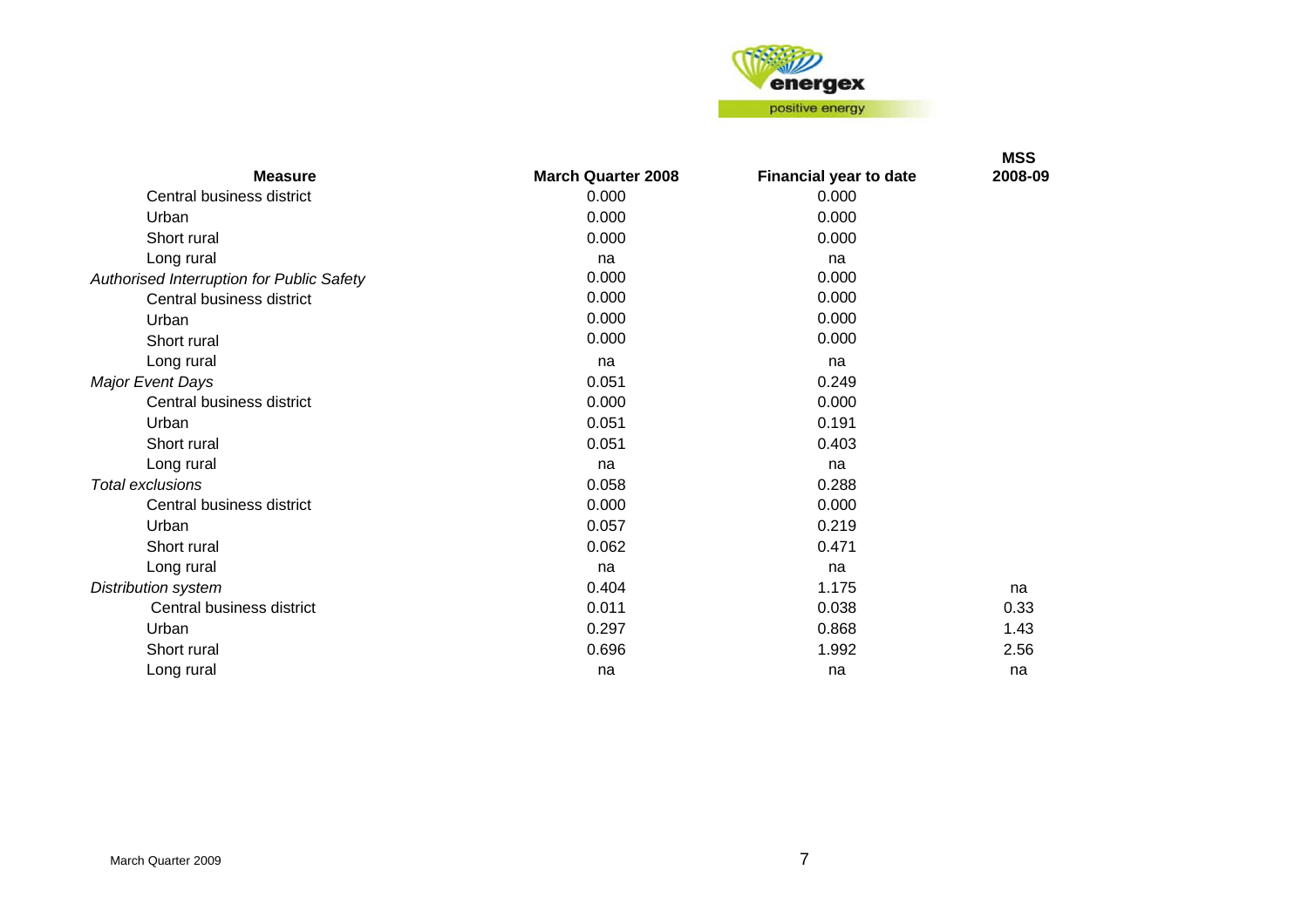| Measure | March Quarter 2008 | Financial year to date | MSS 2008-09 |
|---|---|---|---|
| Central business district | 0.000 | 0.000 | |
| Urban | 0.000 | 0.000 | |
| Short rural | 0.000 | 0.000 | |
| Long rural | na | na | |
| *Authorised Interruption for Public Safety* | 0.000 | 0.000 | |
| Central business district | 0.000 | 0.000 | |
| Urban | 0.000 | 0.000 | |
| Short rural | 0.000 | 0.000 | |
| Long rural | na | na | |
| *Major Event Days* | 0.051 | 0.249 | |
| Central business district | 0.000 | 0.000 | |
| Urban | 0.051 | 0.191 | |
| Short rural | 0.051 | 0.403 | |
| Long rural | na | na | |
| *Total exclusions* | 0.058 | 0.288 | |
| Central business district | 0.000 | 0.000 | |
| Urban | 0.057 | 0.219 | |
| Short rural | 0.062 | 0.471 | |
| Long rural | na | na | |
| *Distribution system* | 0.404 | 1.175 | na |
| Central business district | 0.011 | 0.038 | 0.33 |
| Urban | 0.297 | 0.868 | 1.43 |
| Short rural | 0.696 | 1.992 | 2.56 |
| Long rural | na | na | na |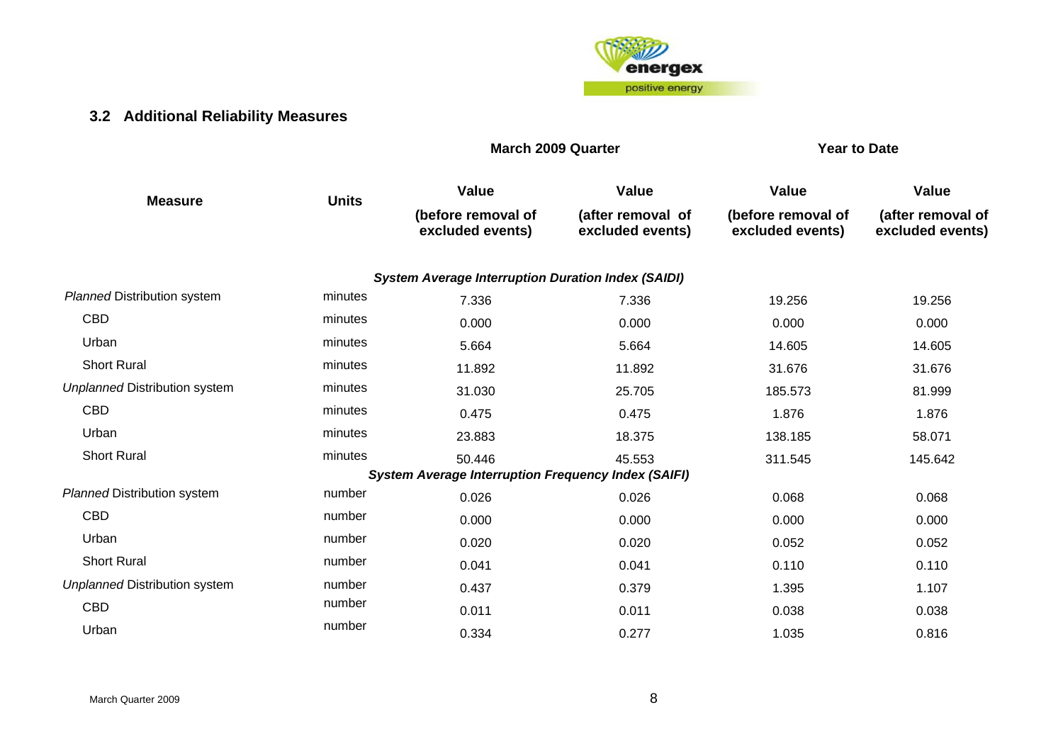## 3.2 Additional Reliability Measures

| Measure | Units | March 2009 Quarter | | Year to Date | |
|---|---|---|---|---|---|
| | | Value (before removal of excluded events) | Value (after removal of excluded events) | Value (before removal of excluded events) | Value (after removal of excluded events) |
| ***System Average Interruption Duration Index (SAIDI)*** | | | | | |
| *Planned* Distribution system | minutes | 7.336 | 7.336 | 19.256 | 19.256 |
| CBD | minutes | 0.000 | 0.000 | 0.000 | 0.000 |
| Urban | minutes | 5.664 | 5.664 | 14.605 | 14.605 |
| Short Rural | minutes | 11.892 | 11.892 | 31.676 | 31.676 |
| *Unplanned* Distribution system | minutes | 31.030 | 25.705 | 185.573 | 81.999 |
| CBD | minutes | 0.475 | 0.475 | 1.876 | 1.876 |
| Urban | minutes | 23.883 | 18.375 | 138.185 | 58.071 |
| Short Rural | minutes | 50.446 | 45.553 | 311.545 | 145.642 |
| ***System Average Interruption Frequency Index (SAIFI)*** | | | | | |
| *Planned* Distribution system | number | 0.026 | 0.026 | 0.068 | 0.068 |
| CBD | number | 0.000 | 0.000 | 0.000 | 0.000 |
| Urban | number | 0.020 | 0.020 | 0.052 | 0.052 |
| Short Rural | number | 0.041 | 0.041 | 0.110 | 0.110 |
| *Unplanned* Distribution system | number | 0.437 | 0.379 | 1.395 | 1.107 |
| CBD | number | 0.011 | 0.011 | 0.038 | 0.038 |
| Urban | number | 0.334 | 0.277 | 1.035 | 0.816 |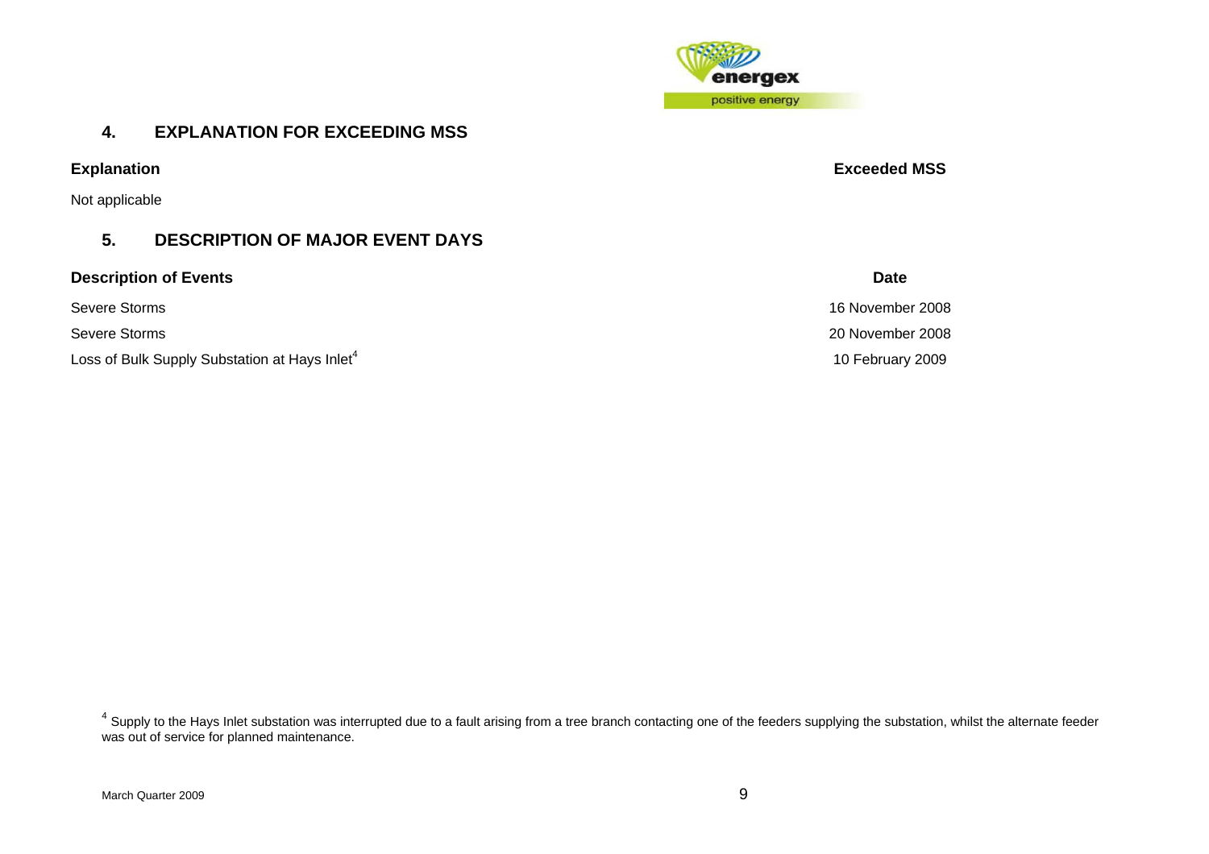## 4. EXPLANATION FOR EXCEEDING MSS

| Explanation | Exceeded MSS |
| --- | --- |
| Not applicable | |

## 5. DESCRIPTION OF MAJOR EVENT DAYS

| Description of Events | Date |
| --- | --- |
| Severe Storms | 16 November 2008 |
| Severe Storms | 20 November 2008 |
| Loss of Bulk Supply Substation at Hays Inlet[4] | 10 February 2009 |

[4] Supply to the Hays Inlet substation was interrupted due to a fault arising from a tree branch contacting one of the feeders supplying the substation, whilst the alternate feeder was out of service for planned maintenance.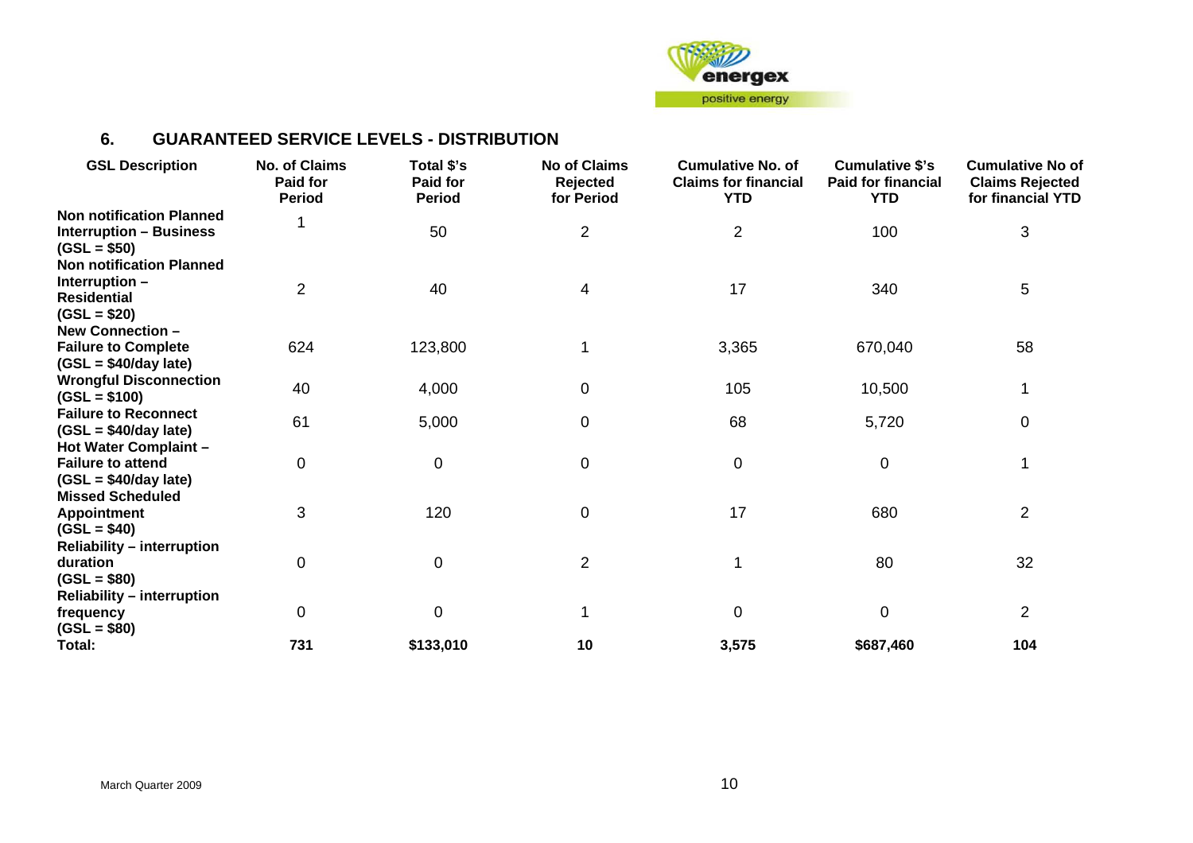## 6. GUARANTEED SERVICE LEVELS - DISTRIBUTION

| GSL Description | No. of Claims Paid for Period | Total $'s Paid for Period | No of Claims Rejected for Period | Cumulative No. of Claims for financial YTD | Cumulative $'s Paid for financial YTD | Cumulative No of Claims Rejected for financial YTD |
|---|---|---|---|---|---|---|
| **Non notification Planned Interruption – Business (GSL = $50)** | 1 | 50 | 2 | 2 | 100 | 3 |
| **Non notification Planned Interruption – Residential (GSL = $20)** | 2 | 40 | 4 | 17 | 340 | 5 |
| **New Connection – Failure to Complete (GSL = $40/day late)** | 624 | 123,800 | 1 | 3,365 | 670,040 | 58 |
| **Wrongful Disconnection (GSL = $100)** | 40 | 4,000 | 0 | 105 | 10,500 | 1 |
| **Failure to Reconnect (GSL = $40/day late)** | 61 | 5,000 | 0 | 68 | 5,720 | 0 |
| **Hot Water Complaint – Failure to attend (GSL = $40/day late)** | 0 | 0 | 0 | 0 | 0 | 1 |
| **Missed Scheduled Appointment (GSL = $40)** | 3 | 120 | 0 | 17 | 680 | 2 |
| **Reliability – interruption duration (GSL = $80)** | 0 | 0 | 2 | 1 | 80 | 32 |
| **Reliability – interruption frequency (GSL = $80)** | 0 | 0 | 1 | 0 | 0 | 2 |
| **Total:** | **731** | **$133,010** | **10** | **3,575** | **$687,460** | **104** |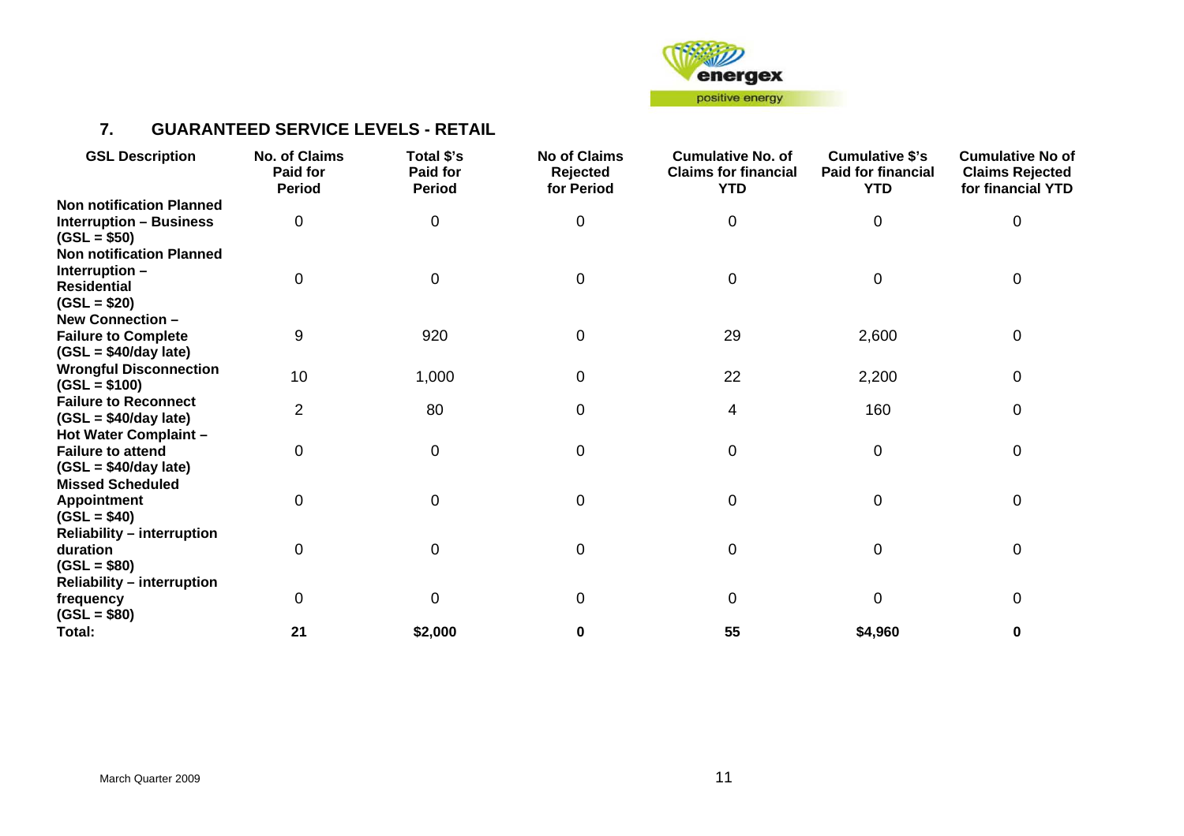## 7. GUARANTEED SERVICE LEVELS - RETAIL

| GSL Description | No. of Claims Paid for Period | Total $'s Paid for Period | No of Claims Rejected for Period | Cumulative No. of Claims for financial YTD | Cumulative $'s Paid for financial YTD | Cumulative No of Claims Rejected for financial YTD |
|---|---|---|---|---|---|---|
| **Non notification Planned Interruption – Business (GSL = $50)** | 0 | 0 | 0 | 0 | 0 | 0 |
| **Non notification Planned Interruption – Residential (GSL = $20)** | 0 | 0 | 0 | 0 | 0 | 0 |
| **New Connection – Failure to Complete (GSL = $40/day late)** | 9 | 920 | 0 | 29 | 2,600 | 0 |
| **Wrongful Disconnection (GSL = $100)** | 10 | 1,000 | 0 | 22 | 2,200 | 0 |
| **Failure to Reconnect (GSL = $40/day late)** | 2 | 80 | 0 | 4 | 160 | 0 |
| **Hot Water Complaint – Failure to attend (GSL = $40/day late)** | 0 | 0 | 0 | 0 | 0 | 0 |
| **Missed Scheduled Appointment (GSL = $40)** | 0 | 0 | 0 | 0 | 0 | 0 |
| **Reliability – interruption duration (GSL = $80)** | 0 | 0 | 0 | 0 | 0 | 0 |
| **Reliability – interruption frequency (GSL = $80)** | 0 | 0 | 0 | 0 | 0 | 0 |
| **Total:** | **21** | **$2,000** | **0** | **55** | **$4,960** | **0** |